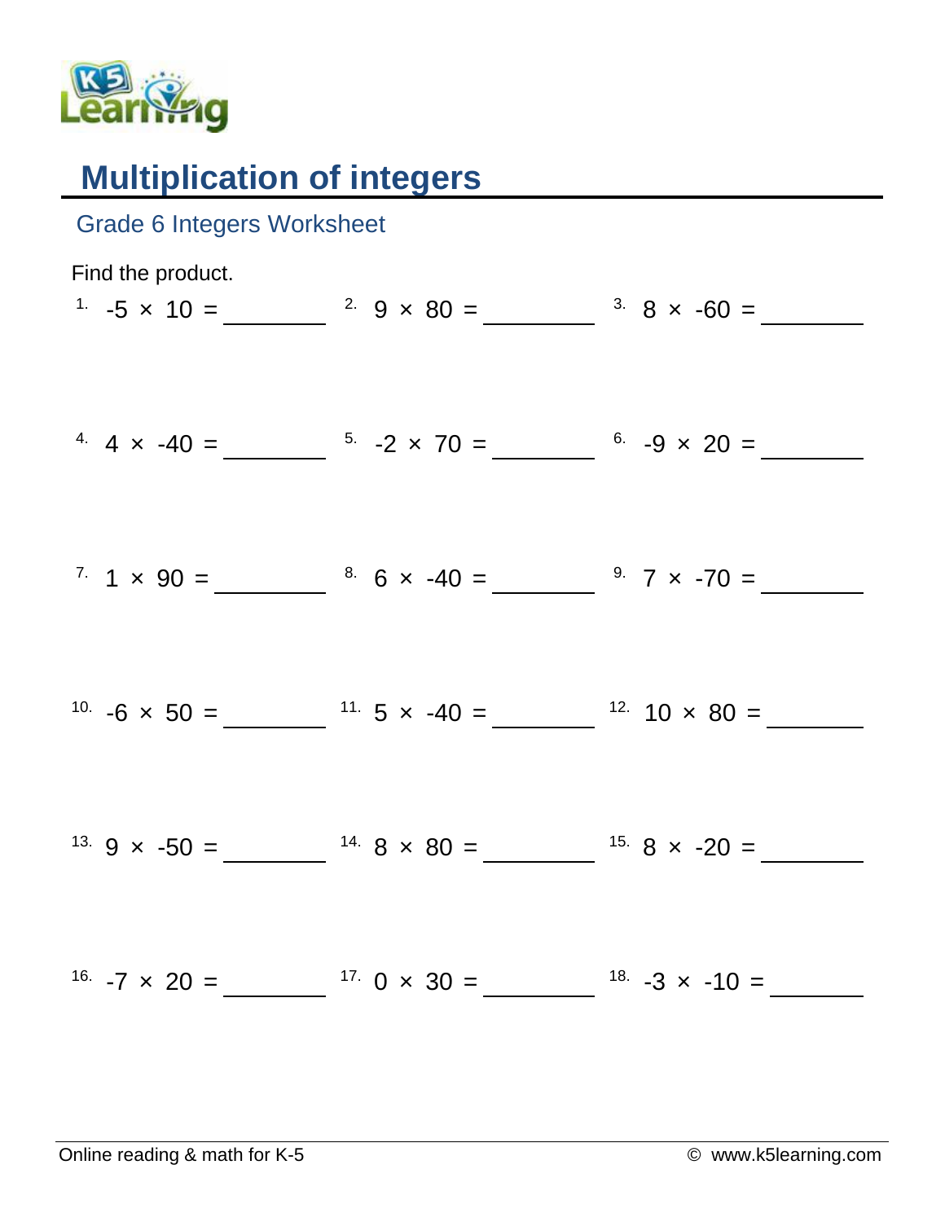# Multiplication of integers

## Grade 6 Integers Worksheet

Find the product.

1. $-5 \times 10 =$ ________
2. $9 \times 80 =$ ________
3. $8 \times -60 =$ ________
4. $4 \times -40 =$ ________
5. $-2 \times 70 =$ ________
6. $-9 \times 20 =$ ________
7. $1 \times 90 =$ ________
8. $6 \times -40 =$ ________
9. $7 \times -70 =$ ________
10. $-6 \times 50 =$ ________
11. $5 \times -40 =$ ________
12. $10 \times 80 =$ ________
13. $9 \times -50 =$ ________
14. $8 \times 80 =$ ________
15. $8 \times -20 =$ ________
16. $-7 \times 20 =$ ________
17. $0 \times 30 =$ ________
18. $-3 \times -10 =$ ________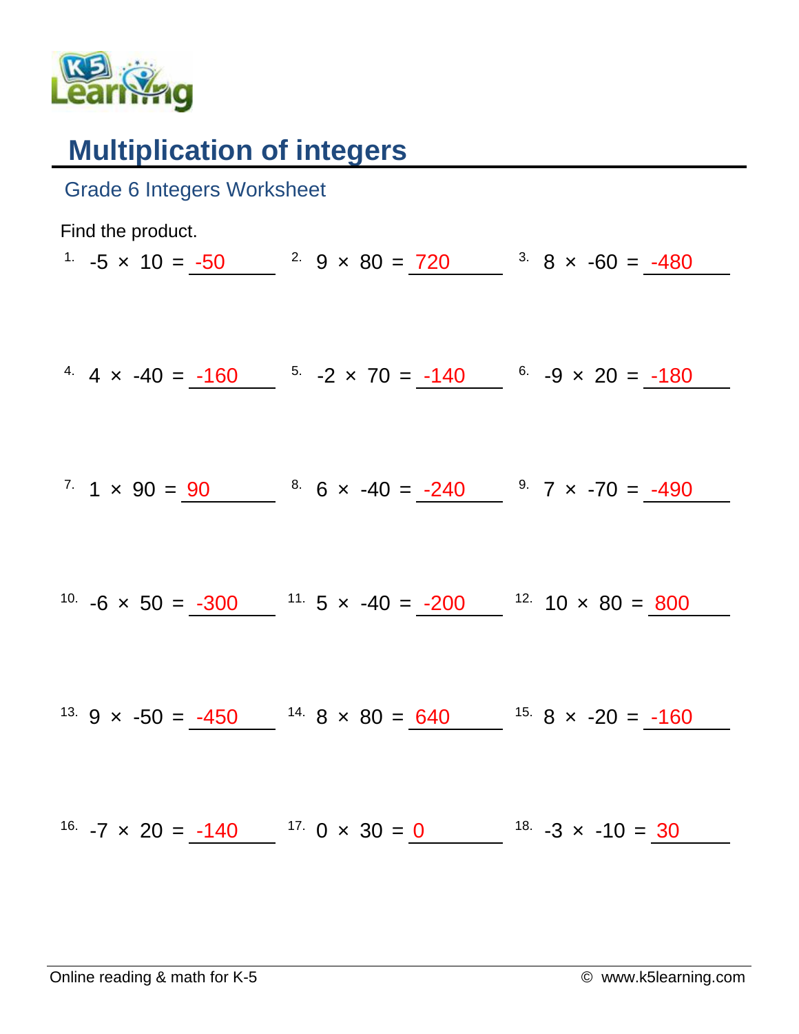K5 Learning

# Multiplication of integers

## Grade 6 Integers Worksheet

Find the product.

1. $-5 \times 10 = -50$
2. $9 \times 80 = 720$
3. $8 \times -60 = -480$
4. $4 \times -40 = -160$
5. $-2 \times 70 = -140$
6. $-9 \times 20 = -180$
7. $1 \times 90 = 90$
8. $6 \times -40 = -240$
9. $7 \times -70 = -490$
10. $-6 \times 50 = -300$
11. $5 \times -40 = -200$
12. $10 \times 80 = 800$
13. $9 \times -50 = -450$
14. $8 \times 80 = 640$
15. $8 \times -20 = -160$
16. $-7 \times 20 = -140$
17. $0 \times 30 = 0$
18. $-3 \times -10 = 30$

Online reading & math for K-5 © www.k5learning.com